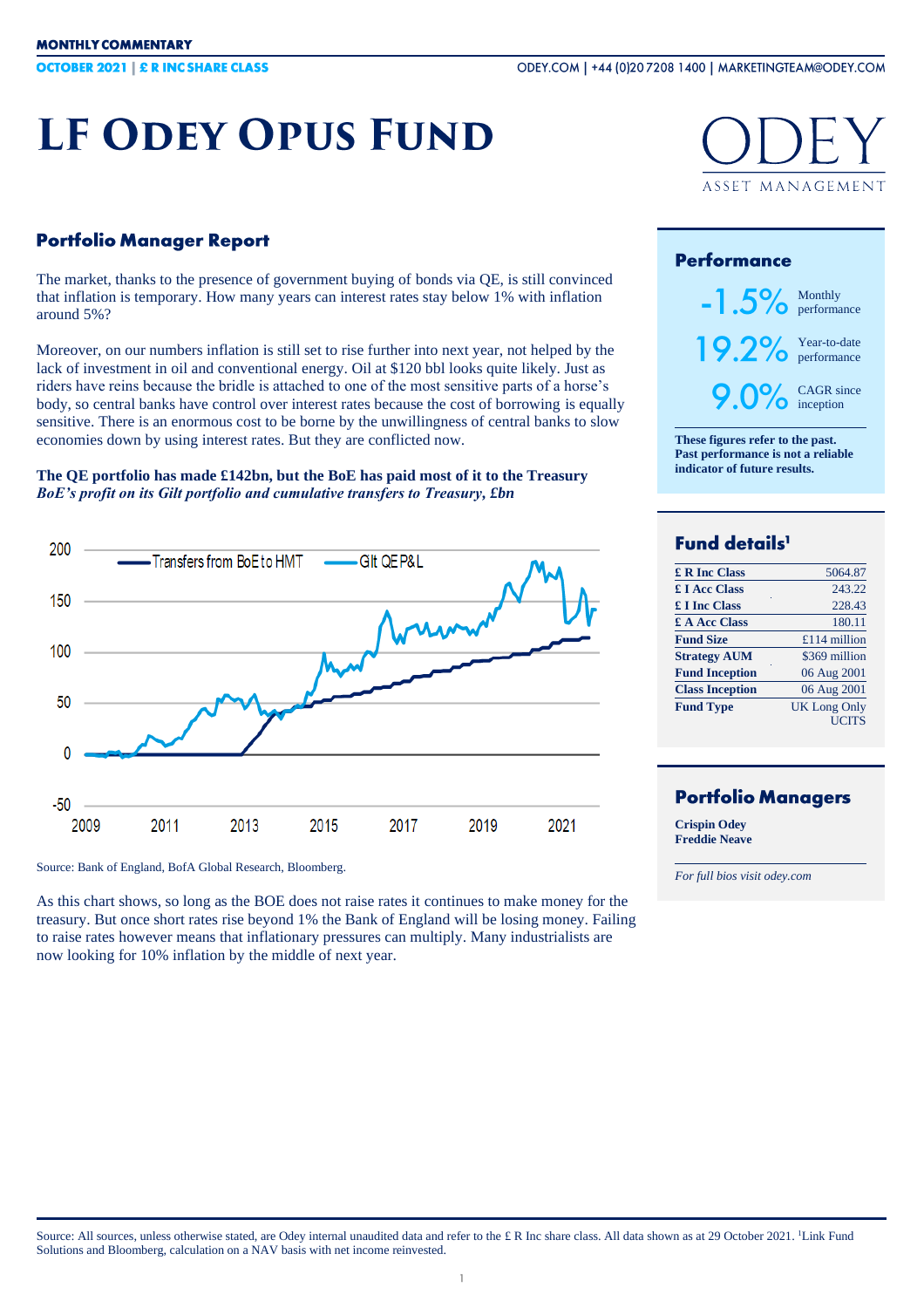**MONTHLY COMMENTARY**

**OCTOBER 2021 | £ R INC SHARE CLASS**

ODEY.COM | +44 (0)20 7208 1400 | MARKETINGTEAM@ODEY.COM

# LF Odey Opus Fund

## Portfolio Manager Report

The market, thanks to the presence of government buying of bonds via QE, is still convinced that inflation is temporary. How many years can interest rates stay below 1% with inflation around 5%?

Moreover, on our numbers inflation is still set to rise further into next year, not helped by the lack of investment in oil and conventional energy. Oil at $120 bbl looks quite likely. Just as riders have reins because the bridle is attached to one of the most sensitive parts of a horse's body, so central banks have control over interest rates because the cost of borrowing is equally sensitive. There is an enormous cost to be borne by the unwillingness of central banks to slow economies down by using interest rates. But they are conflicted now.

**The QE portfolio has made £142bn, but the BoE has paid most of it to the Treasury**
***BoE's profit on its Gilt portfolio and cumulative transfers to Treasury, £bn***

Source: Bank of England, BofA Global Research, Bloomberg.

As this chart shows, so long as the BOE does not raise rates it continues to make money for the treasury. But once short rates rise beyond 1% the Bank of England will be losing money. Failing to raise rates however means that inflationary pressures can multiply. Many industrialists are now looking for 10% inflation by the middle of next year.

## Performance

-1.5% Monthly performance

19.2% Year-to-date performance

9.0% CAGR since inception

**These figures refer to the past. Past performance is not a reliable indicator of future results.**

## Fund details[1]

| | |
|---|---|
| **£ R Inc Class** | 5064.87 |
| **£ I Acc Class** | 243.22 |
| **£ I Inc Class** | 228.43 |
| **£ A Acc Class** | 180.11 |
| **Fund Size** | £114 million |
| **Strategy AUM** | $369 million |
| **Fund Inception** | 06 Aug 2001 |
| **Class Inception** | 06 Aug 2001 |
| **Fund Type** | UK Long Only UCITS |

## Portfolio Managers

**Crispin Odey**
**Freddie Neave**

*For full bios visit odey.com*

Source: All sources, unless otherwise stated, are Odey internal unaudited data and refer to the £ R Inc share class. All data shown as at 29 October 2021. [1]Link Fund Solutions and Bloomberg, calculation on a NAV basis with net income reinvested.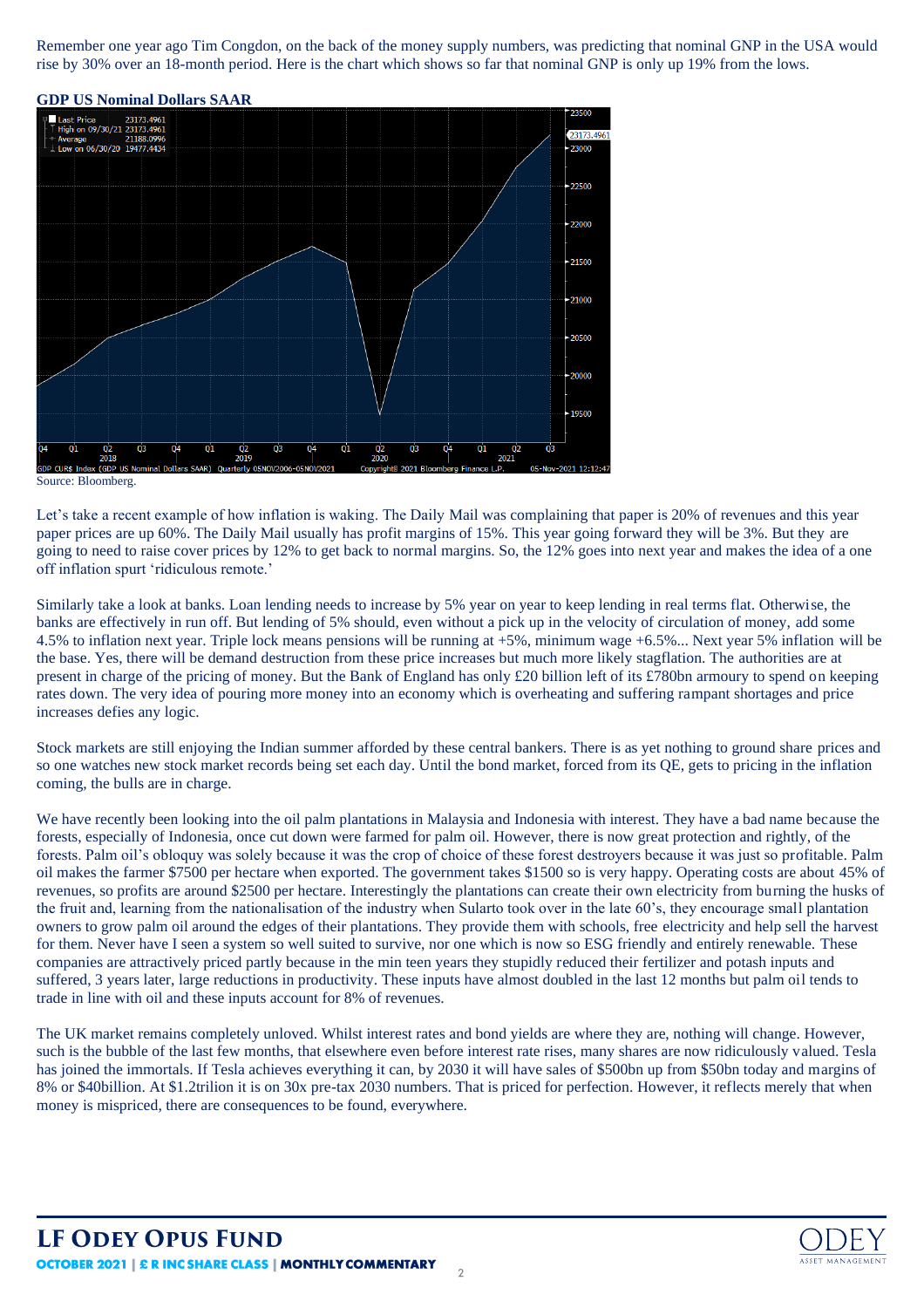Remember one year ago Tim Congdon, on the back of the money supply numbers, was predicting that nominal GNP in the USA would rise by 30% over an 18-month period. Here is the chart which shows so far that nominal GNP is only up 19% from the lows.

**GDP US Nominal Dollars SAAR**

Source: Bloomberg.

Let's take a recent example of how inflation is waking. The Daily Mail was complaining that paper is 20% of revenues and this year paper prices are up 60%. The Daily Mail usually has profit margins of 15%. This year going forward they will be 3%. But they are going to need to raise cover prices by 12% to get back to normal margins. So, the 12% goes into next year and makes the idea of a one off inflation spurt 'ridiculous remote.'

Similarly take a look at banks. Loan lending needs to increase by 5% year on year to keep lending in real terms flat. Otherwise, the banks are effectively in run off. But lending of 5% should, even without a pick up in the velocity of circulation of money, add some 4.5% to inflation next year. Triple lock means pensions will be running at +5%, minimum wage +6.5%... Next year 5% inflation will be the base. Yes, there will be demand destruction from these price increases but much more likely stagflation. The authorities are at present in charge of the pricing of money. But the Bank of England has only £20 billion left of its £780bn armoury to spend on keeping rates down. The very idea of pouring more money into an economy which is overheating and suffering rampant shortages and price increases defies any logic.

Stock markets are still enjoying the Indian summer afforded by these central bankers. There is as yet nothing to ground share prices and so one watches new stock market records being set each day. Until the bond market, forced from its QE, gets to pricing in the inflation coming, the bulls are in charge.

We have recently been looking into the oil palm plantations in Malaysia and Indonesia with interest. They have a bad name because the forests, especially of Indonesia, once cut down were farmed for palm oil. However, there is now great protection and rightly, of the forests. Palm oil's obloquy was solely because it was the crop of choice of these forest destroyers because it was just so profitable. Palm oil makes the farmer $7500 per hectare when exported. The government takes $1500 so is very happy. Operating costs are about 45% of revenues, so profits are around $2500 per hectare. Interestingly the plantations can create their own electricity from burning the husks of the fruit and, learning from the nationalisation of the industry when Sularto took over in the late 60's, they encourage small plantation owners to grow palm oil around the edges of their plantations. They provide them with schools, free electricity and help sell the harvest for them. Never have I seen a system so well suited to survive, nor one which is now so ESG friendly and entirely renewable. These companies are attractively priced partly because in the min teen years they stupidly reduced their fertilizer and potash inputs and suffered, 3 years later, large reductions in productivity. These inputs have almost doubled in the last 12 months but palm oil tends to trade in line with oil and these inputs account for 8% of revenues.

The UK market remains completely unloved. Whilst interest rates and bond yields are where they are, nothing will change. However, such is the bubble of the last few months, that elsewhere even before interest rate rises, many shares are now ridiculously valued. Tesla has joined the immortals. If Tesla achieves everything it can, by 2030 it will have sales of $500bn up from $50bn today and margins of 8% or $40billion. At $1.2trilion it is on 30x pre-tax 2030 numbers. That is priced for perfection. However, it reflects merely that when money is mispriced, there are consequences to be found, everywhere.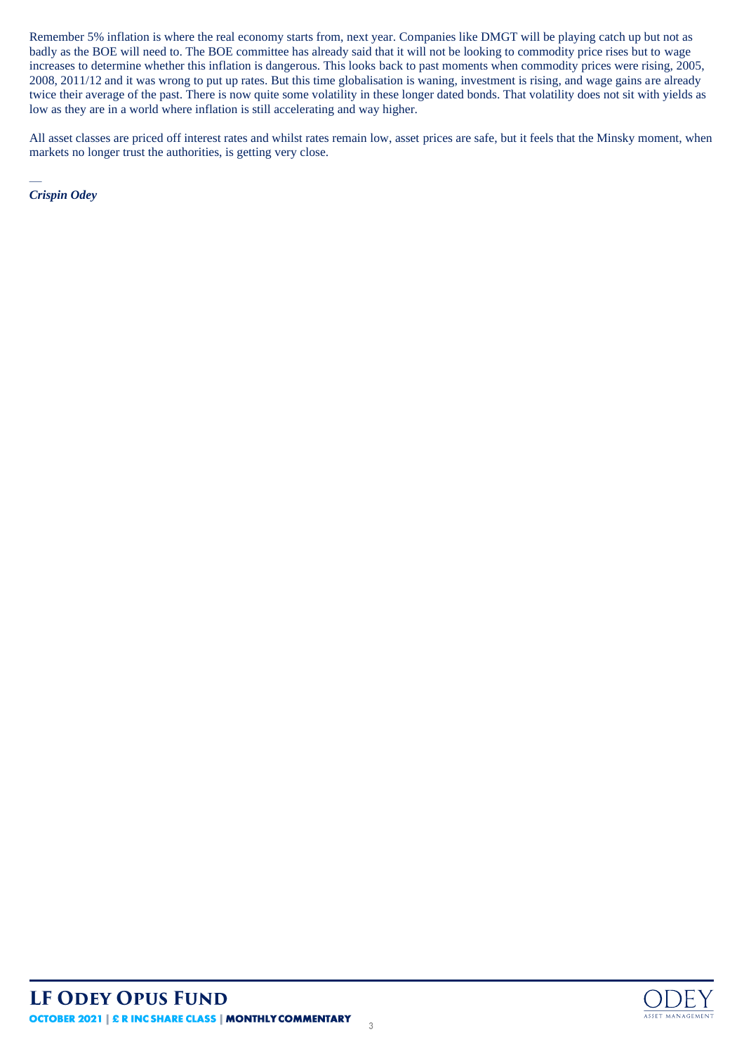Remember 5% inflation is where the real economy starts from, next year. Companies like DMGT will be playing catch up but not as badly as the BOE will need to. The BOE committee has already said that it will not be looking to commodity price rises but to wage increases to determine whether this inflation is dangerous. This looks back to past moments when commodity prices were rising, 2005, 2008, 2011/12 and it was wrong to put up rates. But this time globalisation is waning, investment is rising, and wage gains are already twice their average of the past. There is now quite some volatility in these longer dated bonds. That volatility does not sit with yields as low as they are in a world where inflation is still accelerating and way higher.

All asset classes are priced off interest rates and whilst rates remain low, asset prices are safe, but it feels that the Minsky moment, when markets no longer trust the authorities, is getting very close.

—
***Crispin Odey***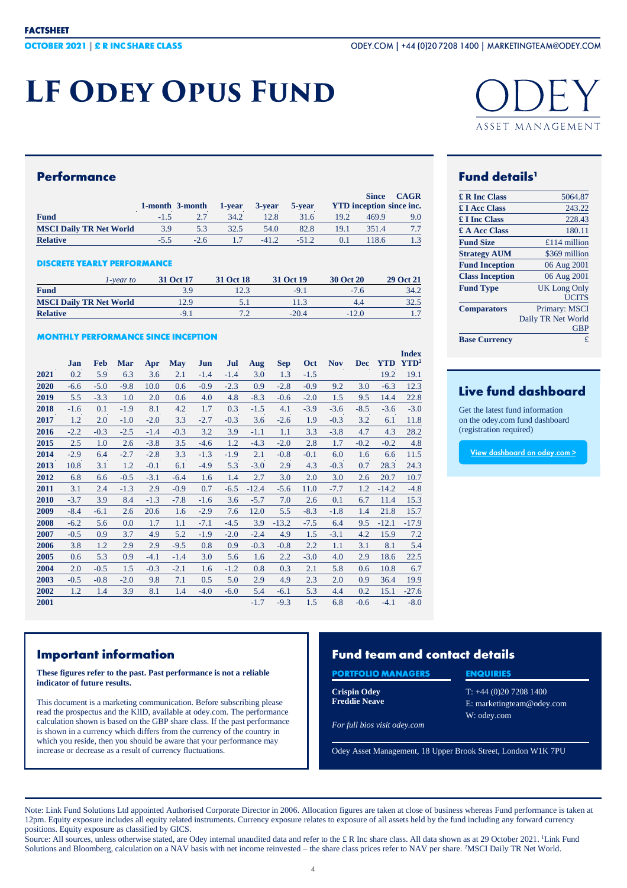FACTSHEET

OCTOBER 2021 | £ R INC SHARE CLASS

ODEY.COM | +44 (0)20 7208 1400 | MARKETINGTEAM@ODEY.COM

# LF Odey Opus Fund

ODEY ASSET MANAGEMENT

## Performance

| | 1-month | 3-month | 1-year | 3-year | 5-year | YTD | Since inception | CAGR since inc. |
|---|---|---|---|---|---|---|---|---|
| **Fund** | -1.5 | 2.7 | 34.2 | 12.8 | 31.6 | 19.2 | 469.9 | 9.0 |
| **MSCI Daily TR Net World** | 3.9 | 5.3 | 32.5 | 54.0 | 82.8 | 19.1 | 351.4 | 7.7 |
| **Relative** | -5.5 | -2.6 | 1.7 | -41.2 | -51.2 | 0.1 | 118.6 | 1.3 |

### DISCRETE YEARLY PERFORMANCE

| *1-year to* | 31 Oct 17 | 31 Oct 18 | 31 Oct 19 | 30 Oct 20 | 29 Oct 21 |
|---|---|---|---|---|---|
| **Fund** | 3.9 | 12.3 | -9.1 | -7.6 | 34.2 |
| **MSCI Daily TR Net World** | 12.9 | 5.1 | 11.3 | 4.4 | 32.5 |
| **Relative** | -9.1 | 7.2 | -20.4 | -12.0 | 1.7 |

### MONTHLY PERFORMANCE SINCE INCEPTION

| | Jan | Feb | Mar | Apr | May | Jun | Jul | Aug | Sep | Oct | Nov | Dec | YTD | Index YTD[2] |
|---|---|---|---|---|---|---|---|---|---|---|---|---|---|---|
| **2021** | 0.2 | 5.9 | 6.3 | 3.6 | 2.1 | -1.4 | -1.4 | 3.0 | 1.3 | -1.5 | | | 19.2 | 19.1 |
| **2020** | -6.6 | -5.0 | -9.8 | 10.0 | 0.6 | -0.9 | -2.3 | 0.9 | -2.8 | -0.9 | 9.2 | 3.0 | -6.3 | 12.3 |
| **2019** | 5.5 | -3.3 | 1.0 | 2.0 | 0.6 | 4.0 | 4.8 | -8.3 | -0.6 | -2.0 | 1.5 | 9.5 | 14.4 | 22.8 |
| **2018** | -1.6 | 0.1 | -1.9 | 8.1 | 4.2 | 1.7 | 0.3 | -1.5 | 4.1 | -3.9 | -3.6 | -8.5 | -3.6 | -3.0 |
| **2017** | 1.2 | 2.0 | -1.0 | -2.0 | 3.3 | -2.7 | -0.3 | 3.6 | -2.6 | 1.9 | -0.3 | 3.2 | 6.1 | 11.8 |
| **2016** | -2.2 | -0.3 | -2.5 | -1.4 | -0.3 | 3.2 | 3.9 | -1.1 | 1.1 | 3.3 | -3.8 | 4.7 | 4.3 | 28.2 |
| **2015** | 2.5 | 1.0 | 2.6 | -3.8 | 3.5 | -4.6 | 1.2 | -4.3 | -2.0 | 2.8 | 1.7 | -0.2 | -0.2 | 4.8 |
| **2014** | -2.9 | 6.4 | -2.7 | -2.8 | 3.3 | -1.3 | -1.9 | 2.1 | -0.8 | -0.1 | 6.0 | 1.6 | 6.6 | 11.5 |
| **2013** | 10.8 | 3.1 | 1.2 | -0.1 | 6.1 | -4.9 | 5.3 | -3.0 | 2.9 | 4.3 | -0.3 | 0.7 | 28.3 | 24.3 |
| **2012** | 6.8 | 6.6 | -0.5 | -3.1 | -6.4 | 1.6 | 1.4 | 2.7 | 3.0 | 2.0 | 3.0 | 2.6 | 20.7 | 10.7 |
| **2011** | 3.1 | 2.4 | -1.3 | 2.9 | -0.9 | 0.7 | -6.5 | -12.4 | -5.6 | 11.0 | -7.7 | 1.2 | -14.2 | -4.8 |
| **2010** | -3.7 | 3.9 | 8.4 | -1.3 | -7.8 | -1.6 | 3.6 | -5.7 | 7.0 | 2.6 | 0.1 | 6.7 | 11.4 | 15.3 |
| **2009** | -8.4 | -6.1 | 2.6 | 20.6 | 1.6 | -2.9 | 7.6 | 12.0 | 5.5 | -8.3 | -1.8 | 1.4 | 21.8 | 15.7 |
| **2008** | -6.2 | 5.6 | 0.0 | 1.7 | 1.1 | -7.1 | -4.5 | 3.9 | -13.2 | -7.5 | 6.4 | 9.5 | -12.1 | -17.9 |
| **2007** | -0.5 | 0.9 | 3.7 | 4.9 | 5.2 | -1.9 | -2.0 | -2.4 | 4.9 | 1.5 | -3.1 | 4.2 | 15.9 | 7.2 |
| **2006** | 3.8 | 1.2 | 2.9 | 2.9 | -9.5 | 0.8 | 0.9 | -0.3 | -0.8 | 2.2 | 1.1 | 3.1 | 8.1 | 5.4 |
| **2005** | 0.6 | 5.3 | 0.9 | -4.1 | -1.4 | 3.0 | 5.6 | 1.6 | 2.2 | -3.0 | 4.0 | 2.9 | 18.6 | 22.5 |
| **2004** | 2.0 | -0.5 | 1.5 | -0.3 | -2.1 | 1.6 | -1.2 | 0.8 | 0.3 | 2.1 | 5.8 | 0.6 | 10.8 | 6.7 |
| **2003** | -0.5 | -0.8 | -2.0 | 9.8 | 7.1 | 0.5 | 5.0 | 2.9 | 4.9 | 2.3 | 2.0 | 0.9 | 36.4 | 19.9 |
| **2002** | 1.2 | 1.4 | 3.9 | 8.1 | 1.4 | -4.0 | -6.0 | 5.4 | -6.1 | 5.3 | 4.4 | 0.2 | 15.1 | -27.6 |
| **2001** | | | | | | | | -1.7 | -9.3 | 1.5 | 6.8 | -0.6 | -4.1 | -8.0 |

## Fund details[1]

| | |
|---|---|
| **£ R Inc Class** | 5064.87 |
| **£ I Acc Class** | 243.22 |
| **£ I Inc Class** | 228.43 |
| **£ A Acc Class** | 180.11 |
| **Fund Size** | £114 million |
| **Strategy AUM** | $369 million |
| **Fund Inception** | 06 Aug 2001 |
| **Class Inception** | 06 Aug 2001 |
| **Fund Type** | UK Long Only UCITS |
| **Comparators** | Primary: MSCI Daily TR Net World GBP |
| **Base Currency** | £ |

## Live fund dashboard

Get the latest fund information on the odey.com fund dashboard (registration required)

View dashboard on odey.com >

## Important information

**These figures refer to the past. Past performance is not a reliable indicator of future results.**

This document is a marketing communication. Before subscribing please read the prospectus and the KIID, available at odey.com. The performance calculation shown is based on the GBP share class. If the past performance is shown in a currency which differs from the currency of the country in which you reside, then you should be aware that your performance may increase or decrease as a result of currency fluctuations.

## Fund team and contact details

### PORTFOLIO MANAGERS

**Crispin Odey**
**Freddie Neave**

*For full bios visit odey.com*

### ENQUIRIES

T: +44 (0)20 7208 1400
E: marketingteam@odey.com
W: odey.com

Odey Asset Management, 18 Upper Brook Street, London W1K 7PU

Note: Link Fund Solutions Ltd appointed Authorised Corporate Director in 2006. Allocation figures are taken at close of business whereas Fund performance is taken at 12pm. Equity exposure includes all equity related instruments. Currency exposure relates to exposure of all assets held by the fund including any forward currency positions. Equity exposure as classified by GICS.

Source: All sources, unless otherwise stated, are Odey internal unaudited data and refer to the £ R Inc share class. All data shown as at 29 October 2021. [1]Link Fund Solutions and Bloomberg, calculation on a NAV basis with net income reinvested – the share class prices refer to NAV per share. [2]MSCI Daily TR Net World.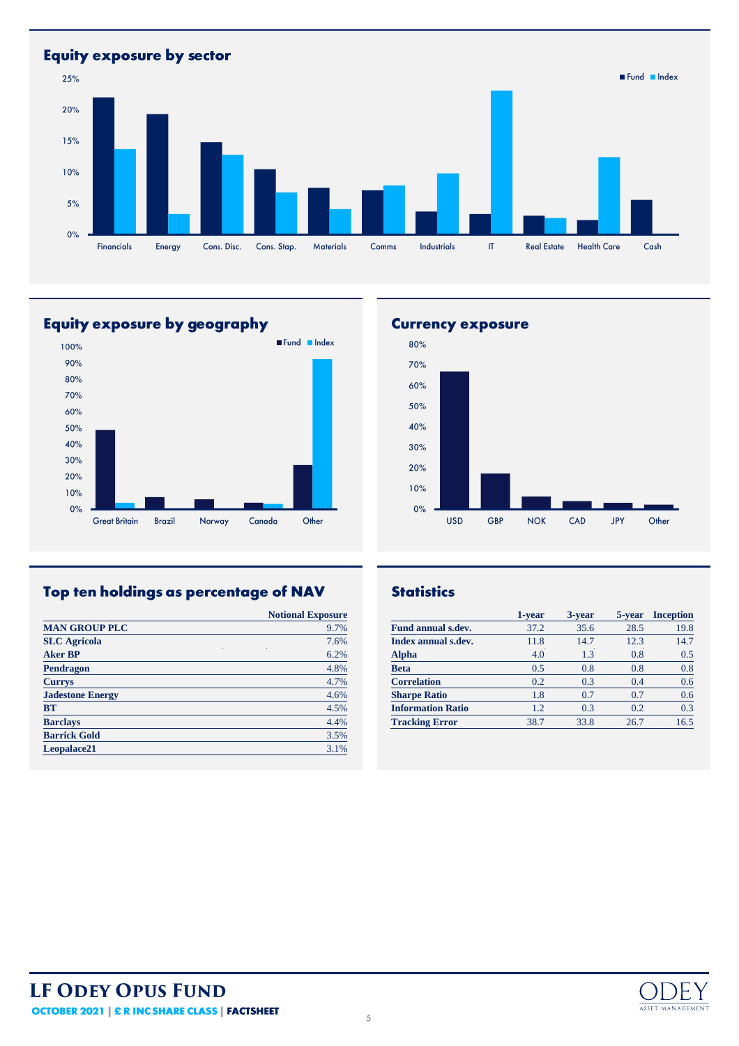## Equity exposure by sector

Fund | Index

Financials, Energy, Cons. Disc., Cons. Stap., Materials, Comms, Industrials, IT, Real Estate, Health Care, Cash

## Equity exposure by geography

Fund | Index

Great Britain, Brazil, Norway, Canada, Other

## Currency exposure

USD, GBP, NOK, CAD, JPY, Other

## Top ten holdings as percentage of NAV

| | Notional Exposure |
|---|---|
| **MAN GROUP PLC** | 9.7% |
| **SLC Agricola** | 7.6% |
| **Aker BP** | 6.2% |
| **Pendragon** | 4.8% |
| **Currys** | 4.7% |
| **Jadestone Energy** | 4.6% |
| **BT** | 4.5% |
| **Barclays** | 4.4% |
| **Barrick Gold** | 3.5% |
| **Leopalace21** | 3.1% |

## Statistics

| | 1-year | 3-year | 5-year | Inception |
|---|---|---|---|---|
| **Fund annual s.dev.** | 37.2 | 35.6 | 28.5 | 19.8 |
| **Index annual s.dev.** | 11.8 | 14.7 | 12.3 | 14.7 |
| **Alpha** | 4.0 | 1.3 | 0.8 | 0.5 |
| **Beta** | 0.5 | 0.8 | 0.8 | 0.8 |
| **Correlation** | 0.2 | 0.3 | 0.4 | 0.6 |
| **Sharpe Ratio** | 1.8 | 0.7 | 0.7 | 0.6 |
| **Information Ratio** | 1.2 | 0.3 | 0.2 | 0.3 |
| **Tracking Error** | 38.7 | 33.8 | 26.7 | 16.5 |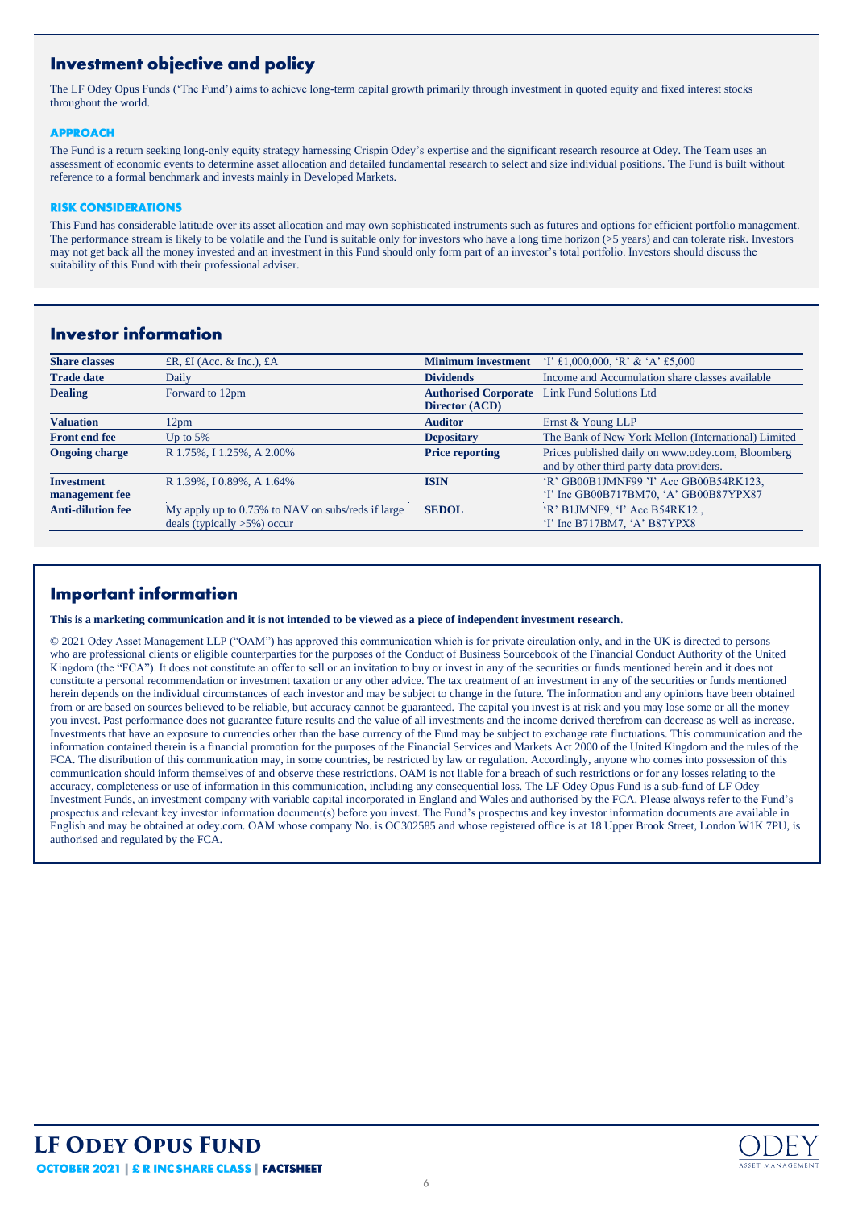## Investment objective and policy

The LF Odey Opus Funds ('The Fund') aims to achieve long-term capital growth primarily through investment in quoted equity and fixed interest stocks throughout the world.

### APPROACH

The Fund is a return seeking long-only equity strategy harnessing Crispin Odey's expertise and the significant research resource at Odey. The Team uses an assessment of economic events to determine asset allocation and detailed fundamental research to select and size individual positions. The Fund is built without reference to a formal benchmark and invests mainly in Developed Markets.

### RISK CONSIDERATIONS

This Fund has considerable latitude over its asset allocation and may own sophisticated instruments such as futures and options for efficient portfolio management. The performance stream is likely to be volatile and the Fund is suitable only for investors who have a long time horizon (>5 years) and can tolerate risk. Investors may not get back all the money invested and an investment in this Fund should only form part of an investor's total portfolio. Investors should discuss the suitability of this Fund with their professional adviser.

## Investor information

| | | | |
|---|---|---|---|
| **Share classes** | £R, £I (Acc. & Inc.), £A | **Minimum investment** | 'I' £1,000,000, 'R' & 'A' £5,000 |
| **Trade date** | Daily | **Dividends** | Income and Accumulation share classes available |
| **Dealing** | Forward to 12pm | **Authorised Corporate Director (ACD)** | Link Fund Solutions Ltd |
| **Valuation** | 12pm | **Auditor** | Ernst & Young LLP |
| **Front end fee** | Up to 5% | **Depositary** | The Bank of New York Mellon (International) Limited |
| **Ongoing charge** | R 1.75%, I 1.25%, A 2.00% | **Price reporting** | Prices published daily on www.odey.com, Bloomberg and by other third party data providers. |
| **Investment management fee** | R 1.39%, I 0.89%, A 1.64% | **ISIN** | 'R' GB00B1JMNF99 'I' Acc GB00B54RK123, 'I' Inc GB00B717BM70, 'A' GB00B87YPX87 |
| **Anti-dilution fee** | My apply up to 0.75% to NAV on subs/reds if large deals (typically >5%) occur | **SEDOL** | 'R' B1JMNF9, 'I' Acc B54RK12 , 'I' Inc B717BM7, 'A' B87YPX8 |

## Important information

**This is a marketing communication and it is not intended to be viewed as a piece of independent investment research**.

© 2021 Odey Asset Management LLP ("OAM") has approved this communication which is for private circulation only, and in the UK is directed to persons who are professional clients or eligible counterparties for the purposes of the Conduct of Business Sourcebook of the Financial Conduct Authority of the United Kingdom (the "FCA"). It does not constitute an offer to sell or an invitation to buy or invest in any of the securities or funds mentioned herein and it does not constitute a personal recommendation or investment taxation or any other advice. The tax treatment of an investment in any of the securities or funds mentioned herein depends on the individual circumstances of each investor and may be subject to change in the future. The information and any opinions have been obtained from or are based on sources believed to be reliable, but accuracy cannot be guaranteed. The capital you invest is at risk and you may lose some or all the money you invest. Past performance does not guarantee future results and the value of all investments and the income derived therefrom can decrease as well as increase. Investments that have an exposure to currencies other than the base currency of the Fund may be subject to exchange rate fluctuations. This communication and the information contained therein is a financial promotion for the purposes of the Financial Services and Markets Act 2000 of the United Kingdom and the rules of the FCA. The distribution of this communication may, in some countries, be restricted by law or regulation. Accordingly, anyone who comes into possession of this communication should inform themselves of and observe these restrictions. OAM is not liable for a breach of such restrictions or for any losses relating to the accuracy, completeness or use of information in this communication, including any consequential loss. The LF Odey Opus Fund is a sub-fund of LF Odey Investment Funds, an investment company with variable capital incorporated in England and Wales and authorised by the FCA. Please always refer to the Fund's prospectus and relevant key investor information document(s) before you invest. The Fund's prospectus and key investor information documents are available in English and may be obtained at odey.com. OAM whose company No. is OC302585 and whose registered office is at 18 Upper Brook Street, London W1K 7PU, is authorised and regulated by the FCA.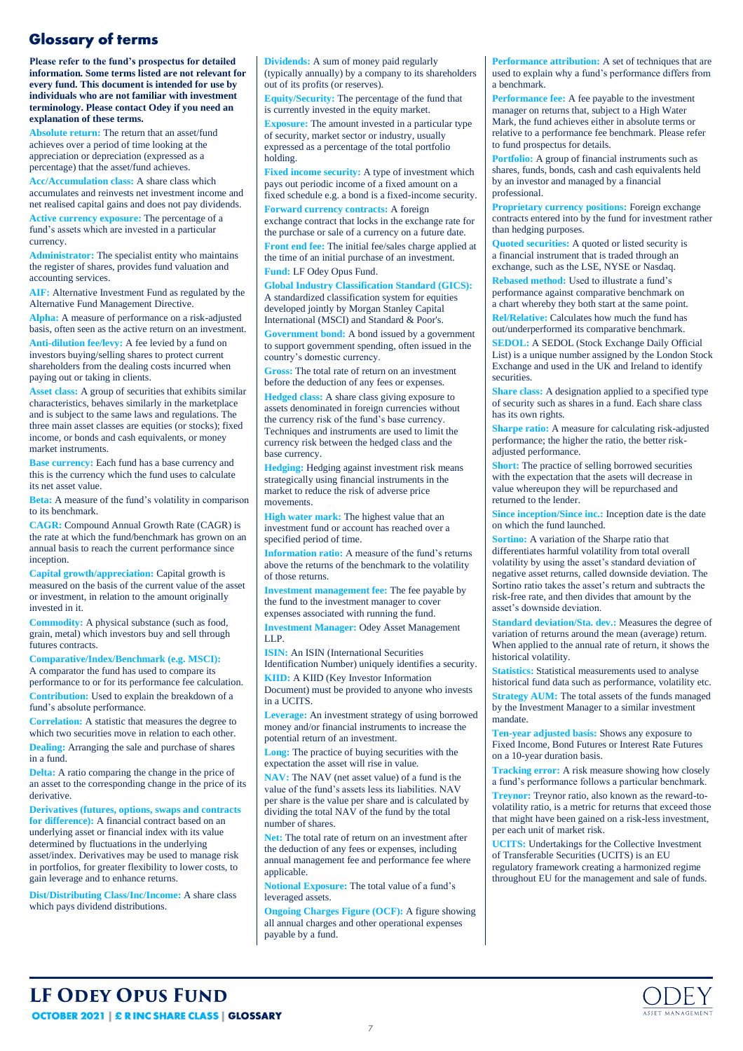# Glossary of terms

**Please refer to the fund's prospectus for detailed information. Some terms listed are not relevant for every fund. This document is intended for use by individuals who are not familiar with investment terminology. Please contact Odey if you need an explanation of these terms.**

**Absolute return:** The return that an asset/fund achieves over a period of time looking at the appreciation or depreciation (expressed as a percentage) that the asset/fund achieves.

**Acc/Accumulation class:** A share class which accumulates and reinvests net investment income and net realised capital gains and does not pay dividends.

**Active currency exposure:** The percentage of a fund's assets which are invested in a particular currency.

**Administrator:** The specialist entity who maintains the register of shares, provides fund valuation and accounting services.

**AIF:** Alternative Investment Fund as regulated by the Alternative Fund Management Directive.

**Alpha:** A measure of performance on a risk-adjusted basis, often seen as the active return on an investment.

**Anti-dilution fee/levy:** A fee levied by a fund on investors buying/selling shares to protect current shareholders from the dealing costs incurred when paying out or taking in clients.

**Asset class:** A group of securities that exhibits similar characteristics, behaves similarly in the marketplace and is subject to the same laws and regulations. The three main asset classes are equities (or stocks); fixed income, or bonds and cash equivalents, or money market instruments.

**Base currency:** Each fund has a base currency and this is the currency which the fund uses to calculate its net asset value.

**Beta:** A measure of the fund's volatility in comparison to its benchmark.

**CAGR:** Compound Annual Growth Rate (CAGR) is the rate at which the fund/benchmark has grown on an annual basis to reach the current performance since inception.

**Capital growth/appreciation:** Capital growth is measured on the basis of the current value of the asset or investment, in relation to the amount originally invested in it.

**Commodity:** A physical substance (such as food, grain, metal) which investors buy and sell through futures contracts.

**Comparative/Index/Benchmark (e.g. MSCI):** A comparator the fund has used to compare its performance to or for its performance fee calculation.

**Contribution:** Used to explain the breakdown of a fund's absolute performance.

**Correlation:** A statistic that measures the degree to which two securities move in relation to each other.

**Dealing:** Arranging the sale and purchase of shares in a fund.

**Delta:** A ratio comparing the change in the price of an asset to the corresponding change in the price of its derivative.

**Derivatives (futures, options, swaps and contracts for difference):** A financial contract based on an underlying asset or financial index with its value determined by fluctuations in the underlying asset/index. Derivatives may be used to manage risk in portfolios, for greater flexibility to lower costs, to gain leverage and to enhance returns.

**Dist/Distributing Class/Inc/Income:** A share class which pays dividend distributions.

**Dividends:** A sum of money paid regularly (typically annually) by a company to its shareholders out of its profits (or reserves).

**Equity/Security:** The percentage of the fund that is currently invested in the equity market.

**Exposure:** The amount invested in a particular type of security, market sector or industry, usually expressed as a percentage of the total portfolio holding.

**Fixed income security:** A type of investment which pays out periodic income of a fixed amount on a fixed schedule e.g. a bond is a fixed-income security.

**Forward currency contracts:** A foreign exchange contract that locks in the exchange rate for the purchase or sale of a currency on a future date.

**Front end fee:** The initial fee/sales charge applied at the time of an initial purchase of an investment.

**Fund:** LF Odey Opus Fund.

**Global Industry Classification Standard (GICS):** A standardized classification system for equities developed jointly by Morgan Stanley Capital International (MSCI) and Standard & Poor's.

**Government bond:** A bond issued by a government to support government spending, often issued in the country's domestic currency.

**Gross:** The total rate of return on an investment before the deduction of any fees or expenses.

**Hedged class:** A share class giving exposure to assets denominated in foreign currencies without the currency risk of the fund's base currency. Techniques and instruments are used to limit the currency risk between the hedged class and the base currency.

**Hedging:** Hedging against investment risk means strategically using financial instruments in the market to reduce the risk of adverse price movements.

**High water mark:** The highest value that an investment fund or account has reached over a specified period of time.

**Information ratio:** A measure of the fund's returns above the returns of the benchmark to the volatility of those returns.

**Investment management fee:** The fee payable by the fund to the investment manager to cover expenses associated with running the fund.

**Investment Manager:** Odey Asset Management LLP.

**ISIN:** An ISIN (International Securities Identification Number) uniquely identifies a security.

**KIID:** A KIID (Key Investor Information Document) must be provided to anyone who invests in a UCITS.

**Leverage:** An investment strategy of using borrowed money and/or financial instruments to increase the potential return of an investment.

**Long:** The practice of buying securities with the expectation the asset will rise in value.

**NAV:** The NAV (net asset value) of a fund is the value of the fund's assets less its liabilities. NAV per share is the value per share and is calculated by dividing the total NAV of the fund by the total number of shares.

**Net:** The total rate of return on an investment after the deduction of any fees or expenses, including annual management fee and performance fee where applicable.

**Notional Exposure:** The total value of a fund's leveraged assets.

**Ongoing Charges Figure (OCF):** A figure showing all annual charges and other operational expenses payable by a fund.

**Performance attribution:** A set of techniques that are used to explain why a fund's performance differs from a benchmark.

**Performance fee:** A fee payable to the investment manager on returns that, subject to a High Water Mark, the fund achieves either in absolute terms or relative to a performance fee benchmark. Please refer to fund prospectus for details.

**Portfolio:** A group of financial instruments such as shares, funds, bonds, cash and cash equivalents held by an investor and managed by a financial professional.

**Proprietary currency positions:** Foreign exchange contracts entered into by the fund for investment rather than hedging purposes.

**Quoted securities:** A quoted or listed security is a financial instrument that is traded through an exchange, such as the LSE, NYSE or Nasdaq.

**Rebased method:** Used to illustrate a fund's performance against comparative benchmark on a chart whereby they both start at the same point.

**Rel/Relative:** Calculates how much the fund has out/underperformed its comparative benchmark.

**SEDOL:** A SEDOL (Stock Exchange Daily Official List) is a unique number assigned by the London Stock Exchange and used in the UK and Ireland to identify securities.

**Share class:** A designation applied to a specified type of security such as shares in a fund. Each share class has its own rights.

**Sharpe ratio:** A measure for calculating risk-adjusted performance; the higher the ratio, the better risk-adjusted performance.

**Short:** The practice of selling borrowed securities with the expectation that the assets will decrease in value whereupon they will be repurchased and returned to the lender.

**Since inception/Since inc.:** Inception date is the date on which the fund launched.

**Sortino:** A variation of the Sharpe ratio that differentiates harmful volatility from total overall volatility by using the asset's standard deviation of negative asset returns, called downside deviation. The Sortino ratio takes the asset's return and subtracts the risk-free rate, and then divides that amount by the asset's downside deviation.

**Standard deviation/Sta. dev.:** Measures the degree of variation of returns around the mean (average) return. When applied to the annual rate of return, it shows the historical volatility.

**Statistics:** Statistical measurements used to analyse historical fund data such as performance, volatility etc.

**Strategy AUM:** The total assets of the funds managed by the Investment Manager to a similar investment mandate.

**Ten-year adjusted basis:** Shows any exposure to Fixed Income, Bond Futures or Interest Rate Futures on a 10-year duration basis.

**Tracking error:** A risk measure showing how closely a fund's performance follows a particular benchmark.

**Treynor:** Treynor ratio, also known as the reward-to-volatility ratio, is a metric for returns that exceed those that might have been gained on a risk-less investment, per each unit of market risk.

**UCITS:** Undertakings for the Collective Investment of Transferable Securities (UCITS) is an EU regulatory framework creating a harmonized regime throughout EU for the management and sale of funds.